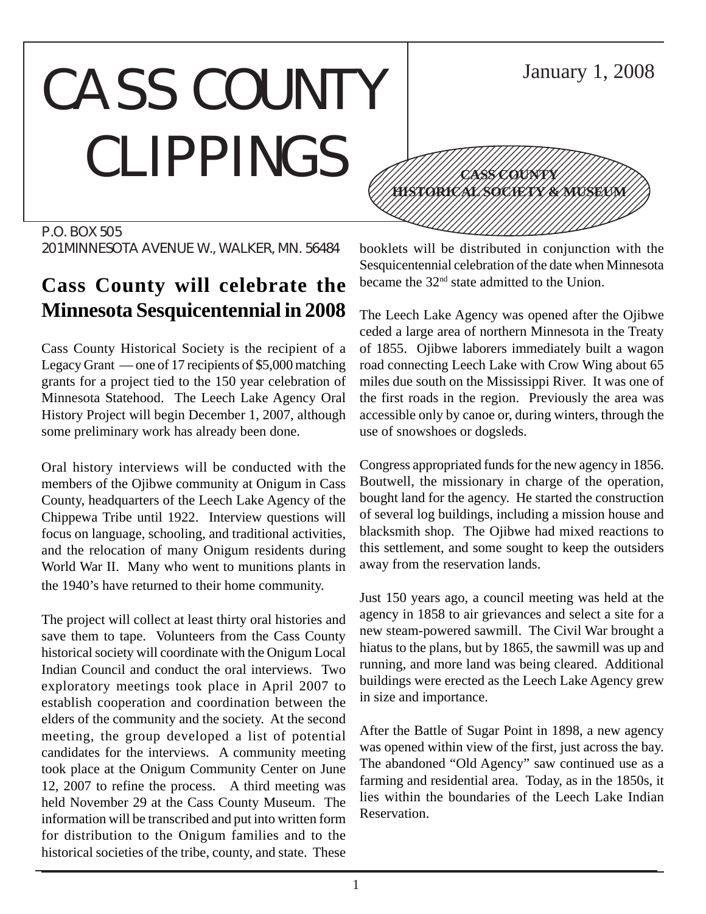# CASS COUNTY CLIPPINGS

January 1, 2008

**CASS COUNTY HISTORICAL SOCIETY & MUSEUM**

P.O. BOX 505
201 MINNESOTA AVENUE W., WALKER, MN. 56484

## Cass County will celebrate the Minnesota Sesquicentennial in 2008

Cass County Historical Society is the recipient of a Legacy Grant — one of 17 recipients of $5,000 matching grants for a project tied to the 150 year celebration of Minnesota Statehood. The Leech Lake Agency Oral History Project will begin December 1, 2007, although some preliminary work has already been done.

Oral history interviews will be conducted with the members of the Ojibwe community at Onigum in Cass County, headquarters of the Leech Lake Agency of the Chippewa Tribe until 1922. Interview questions will focus on language, schooling, and traditional activities, and the relocation of many Onigum residents during World War II. Many who went to munitions plants in the 1940's have returned to their home community.

The project will collect at least thirty oral histories and save them to tape. Volunteers from the Cass County historical society will coordinate with the Onigum Local Indian Council and conduct the oral interviews. Two exploratory meetings took place in April 2007 to establish cooperation and coordination between the elders of the community and the society. At the second meeting, the group developed a list of potential candidates for the interviews. A community meeting took place at the Onigum Community Center on June 12, 2007 to refine the process. A third meeting was held November 29 at the Cass County Museum. The information will be transcribed and put into written form for distribution to the Onigum families and to the historical societies of the tribe, county, and state. These booklets will be distributed in conjunction with the Sesquicentennial celebration of the date when Minnesota became the 32nd state admitted to the Union.

The Leech Lake Agency was opened after the Ojibwe ceded a large area of northern Minnesota in the Treaty of 1855. Ojibwe laborers immediately built a wagon road connecting Leech Lake with Crow Wing about 65 miles due south on the Mississippi River. It was one of the first roads in the region. Previously the area was accessible only by canoe or, during winters, through the use of snowshoes or dogsleds.

Congress appropriated funds for the new agency in 1856. Boutwell, the missionary in charge of the operation, bought land for the agency. He started the construction of several log buildings, including a mission house and blacksmith shop. The Ojibwe had mixed reactions to this settlement, and some sought to keep the outsiders away from the reservation lands.

Just 150 years ago, a council meeting was held at the agency in 1858 to air grievances and select a site for a new steam-powered sawmill. The Civil War brought a hiatus to the plans, but by 1865, the sawmill was up and running, and more land was being cleared. Additional buildings were erected as the Leech Lake Agency grew in size and importance.

After the Battle of Sugar Point in 1898, a new agency was opened within view of the first, just across the bay. The abandoned "Old Agency" saw continued use as a farming and residential area. Today, as in the 1850s, it lies within the boundaries of the Leech Lake Indian Reservation.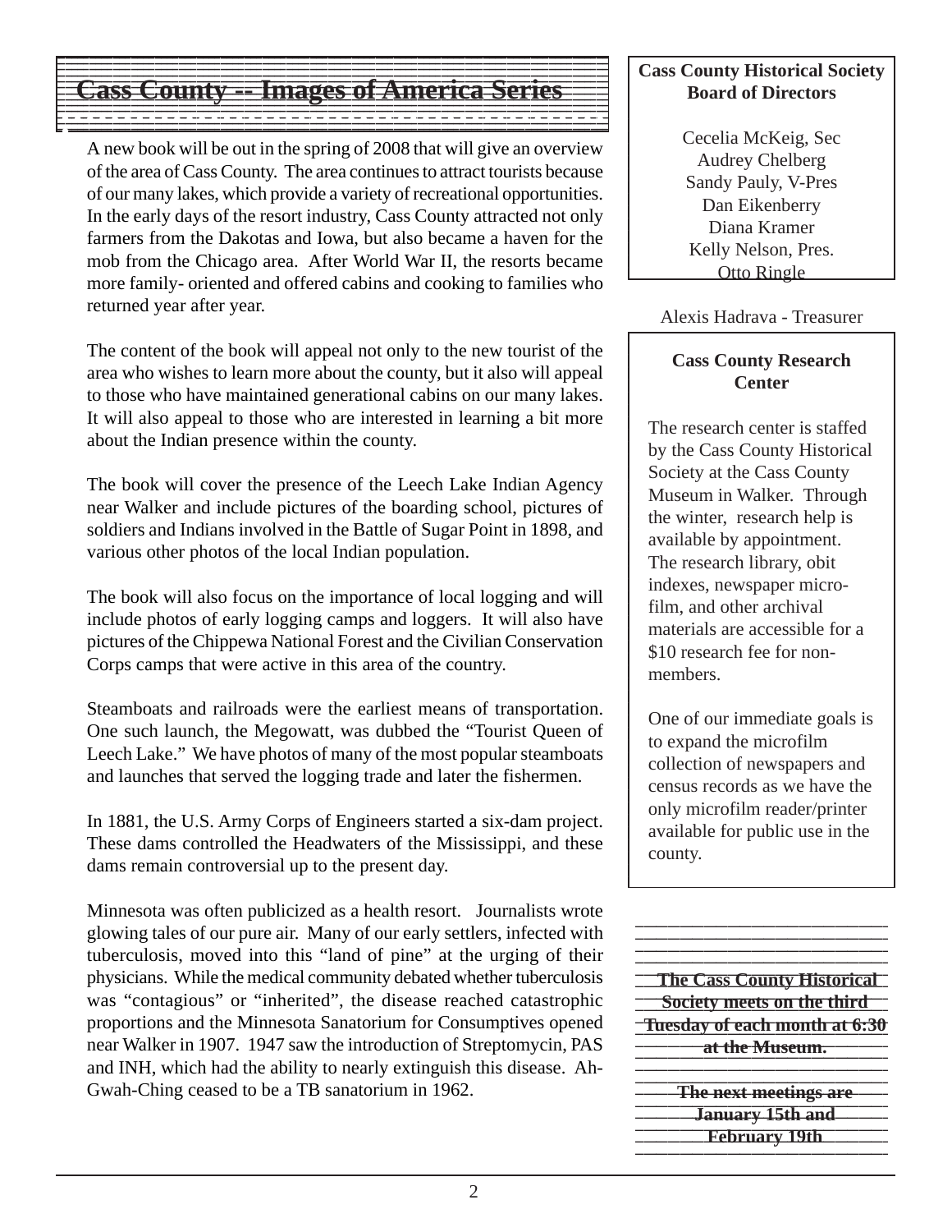## Cass County -- Images of America Series

A new book will be out in the spring of 2008 that will give an overview of the area of Cass County. The area continues to attract tourists because of our many lakes, which provide a variety of recreational opportunities. In the early days of the resort industry, Cass County attracted not only farmers from the Dakotas and Iowa, but also became a haven for the mob from the Chicago area. After World War II, the resorts became more family- oriented and offered cabins and cooking to families who returned year after year.

The content of the book will appeal not only to the new tourist of the area who wishes to learn more about the county, but it also will appeal to those who have maintained generational cabins on our many lakes. It will also appeal to those who are interested in learning a bit more about the Indian presence within the county.

The book will cover the presence of the Leech Lake Indian Agency near Walker and include pictures of the boarding school, pictures of soldiers and Indians involved in the Battle of Sugar Point in 1898, and various other photos of the local Indian population.

The book will also focus on the importance of local logging and will include photos of early logging camps and loggers. It will also have pictures of the Chippewa National Forest and the Civilian Conservation Corps camps that were active in this area of the country.

Steamboats and railroads were the earliest means of transportation. One such launch, the Megowatt, was dubbed the "Tourist Queen of Leech Lake." We have photos of many of the most popular steamboats and launches that served the logging trade and later the fishermen.

In 1881, the U.S. Army Corps of Engineers started a six-dam project. These dams controlled the Headwaters of the Mississippi, and these dams remain controversial up to the present day.

Minnesota was often publicized as a health resort. Journalists wrote glowing tales of our pure air. Many of our early settlers, infected with tuberculosis, moved into this "land of pine" at the urging of their physicians. While the medical community debated whether tuberculosis was "contagious" or "inherited", the disease reached catastrophic proportions and the Minnesota Sanatorium for Consumptives opened near Walker in 1907. 1947 saw the introduction of Streptomycin, PAS and INH, which had the ability to nearly extinguish this disease. Ah-Gwah-Ching ceased to be a TB sanatorium in 1962.

**Cass County Historical Society Board of Directors**

Cecelia McKeig, Sec
Audrey Chelberg
Sandy Pauly, V-Pres
Dan Eikenberry
Diana Kramer
Kelly Nelson, Pres.
Otto Ringle

Alexis Hadrava - Treasurer

**Cass County Research Center**

The research center is staffed by the Cass County Historical Society at the Cass County Museum in Walker. Through the winter, research help is available by appointment. The research library, obit indexes, newspaper micro-film, and other archival materials are accessible for a $10 research fee for non-members.

One of our immediate goals is to expand the microfilm collection of newspapers and census records as we have the only microfilm reader/printer available for public use in the county.

**The Cass County Historical Society meets on the third Tuesday of each month at 6:30 at the Museum.**

**The next meetings are January 15th and February 19th**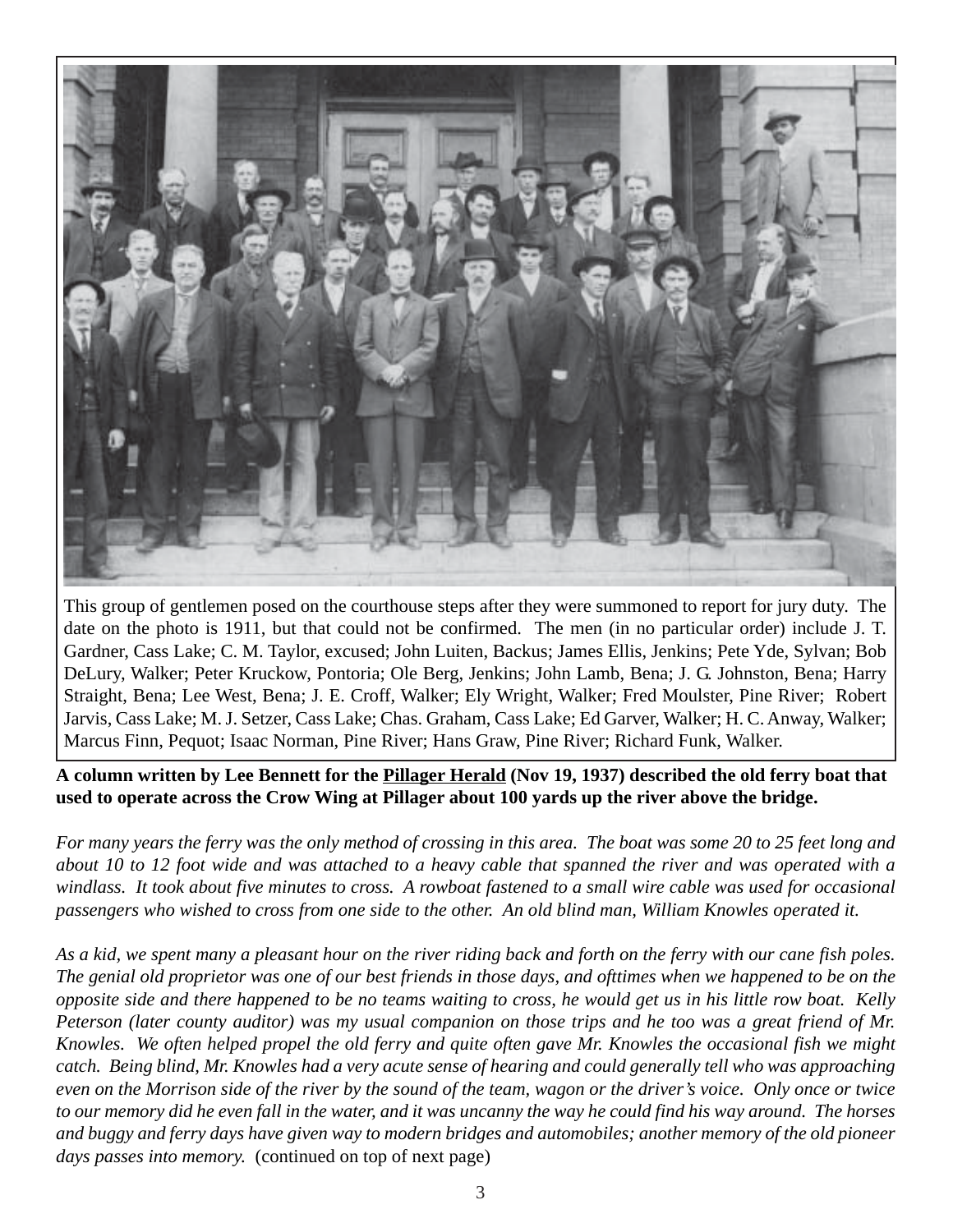This group of gentlemen posed on the courthouse steps after they were summoned to report for jury duty. The date on the photo is 1911, but that could not be confirmed. The men (in no particular order) include J. T. Gardner, Cass Lake; C. M. Taylor, excused; John Luiten, Backus; James Ellis, Jenkins; Pete Yde, Sylvan; Bob DeLury, Walker; Peter Kruckow, Pontoria; Ole Berg, Jenkins; John Lamb, Bena; J. G. Johnston, Bena; Harry Straight, Bena; Lee West, Bena; J. E. Croff, Walker; Ely Wright, Walker; Fred Moulster, Pine River; Robert Jarvis, Cass Lake; M. J. Setzer, Cass Lake; Chas. Graham, Cass Lake; Ed Garver, Walker; H. C. Anway, Walker; Marcus Finn, Pequot; Isaac Norman, Pine River; Hans Graw, Pine River; Richard Funk, Walker.

**A column written by Lee Bennett for the Pillager Herald (Nov 19, 1937) described the old ferry boat that used to operate across the Crow Wing at Pillager about 100 yards up the river above the bridge.**

*For many years the ferry was the only method of crossing in this area. The boat was some 20 to 25 feet long and about 10 to 12 foot wide and was attached to a heavy cable that spanned the river and was operated with a windlass. It took about five minutes to cross. A rowboat fastened to a small wire cable was used for occasional passengers who wished to cross from one side to the other. An old blind man, William Knowles operated it.*

*As a kid, we spent many a pleasant hour on the river riding back and forth on the ferry with our cane fish poles. The genial old proprietor was one of our best friends in those days, and ofttimes when we happened to be on the opposite side and there happened to be no teams waiting to cross, he would get us in his little row boat. Kelly Peterson (later county auditor) was my usual companion on those trips and he too was a great friend of Mr. Knowles. We often helped propel the old ferry and quite often gave Mr. Knowles the occasional fish we might catch. Being blind, Mr. Knowles had a very acute sense of hearing and could generally tell who was approaching even on the Morrison side of the river by the sound of the team, wagon or the driver's voice. Only once or twice to our memory did he even fall in the water, and it was uncanny the way he could find his way around. The horses and buggy and ferry days have given way to modern bridges and automobiles; another memory of the old pioneer days passes into memory.* (continued on top of next page)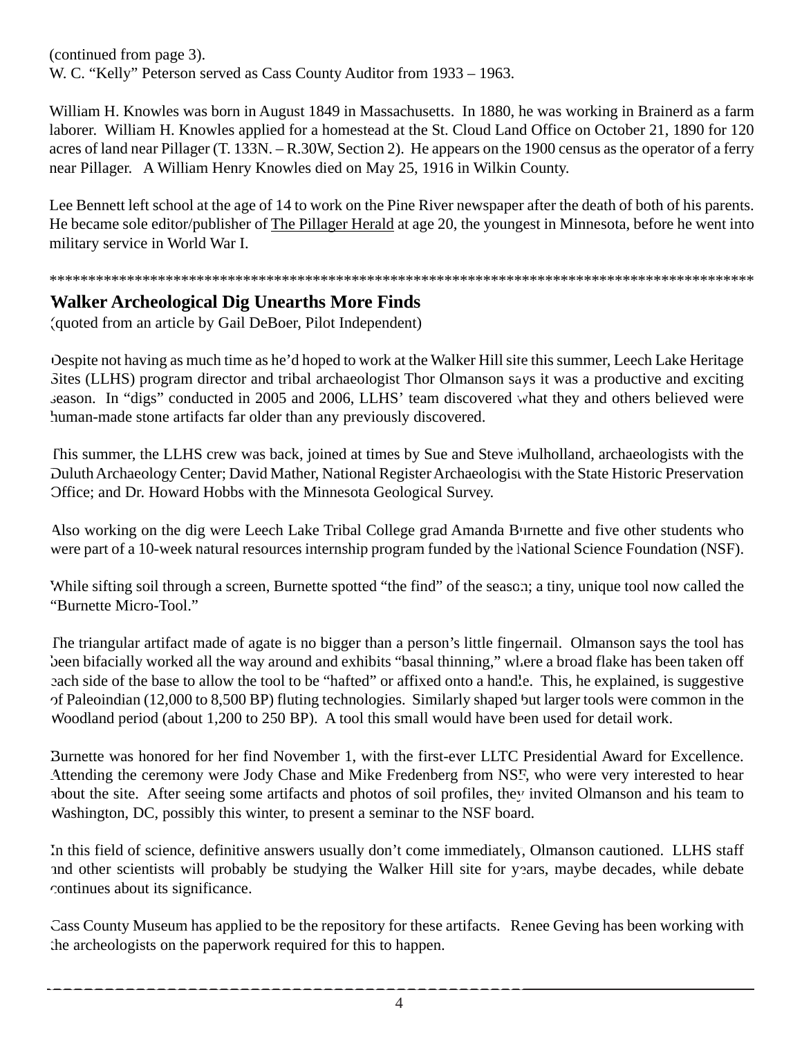(continued from page 3).
W. C. "Kelly" Peterson served as Cass County Auditor from 1933 – 1963.

William H. Knowles was born in August 1849 in Massachusetts. In 1880, he was working in Brainerd as a farm laborer. William H. Knowles applied for a homestead at the St. Cloud Land Office on October 21, 1890 for 120 acres of land near Pillager (T. 133N. – R.30W, Section 2). He appears on the 1900 census as the operator of a ferry near Pillager. A William Henry Knowles died on May 25, 1916 in Wilkin County.

Lee Bennett left school at the age of 14 to work on the Pine River newspaper after the death of both of his parents. He became sole editor/publisher of The Pillager Herald at age 20, the youngest in Minnesota, before he went into military service in World War I.

*********************************************************************************************

## Walker Archeological Dig Unearths More Finds

(quoted from an article by Gail DeBoer, Pilot Independent)

Despite not having as much time as he'd hoped to work at the Walker Hill site this summer, Leech Lake Heritage Sites (LLHS) program director and tribal archaeologist Thor Olmanson says it was a productive and exciting season. In "digs" conducted in 2005 and 2006, LLHS' team discovered what they and others believed were human-made stone artifacts far older than any previously discovered.

This summer, the LLHS crew was back, joined at times by Sue and Steve Mulholland, archaeologists with the Duluth Archaeology Center; David Mather, National Register Archaeologist with the State Historic Preservation Office; and Dr. Howard Hobbs with the Minnesota Geological Survey.

Also working on the dig were Leech Lake Tribal College grad Amanda Burnette and five other students who were part of a 10-week natural resources internship program funded by the National Science Foundation (NSF).

While sifting soil through a screen, Burnette spotted "the find" of the season; a tiny, unique tool now called the "Burnette Micro-Tool."

The triangular artifact made of agate is no bigger than a person's little fingernail. Olmanson says the tool has been bifacially worked all the way around and exhibits "basal thinning," where a broad flake has been taken off each side of the base to allow the tool to be "hafted" or affixed onto a handle. This, he explained, is suggestive of Paleoindian (12,000 to 8,500 BP) fluting technologies. Similarly shaped but larger tools were common in the Woodland period (about 1,200 to 250 BP). A tool this small would have been used for detail work.

Burnette was honored for her find November 1, with the first-ever LLTC Presidential Award for Excellence. Attending the ceremony were Jody Chase and Mike Fredenberg from NSF, who were very interested to hear about the site. After seeing some artifacts and photos of soil profiles, they invited Olmanson and his team to Washington, DC, possibly this winter, to present a seminar to the NSF board.

In this field of science, definitive answers usually don't come immediately, Olmanson cautioned. LLHS staff and other scientists will probably be studying the Walker Hill site for years, maybe decades, while debate continues about its significance.

Cass County Museum has applied to be the repository for these artifacts. Renee Geving has been working with the archeologists on the paperwork required for this to happen.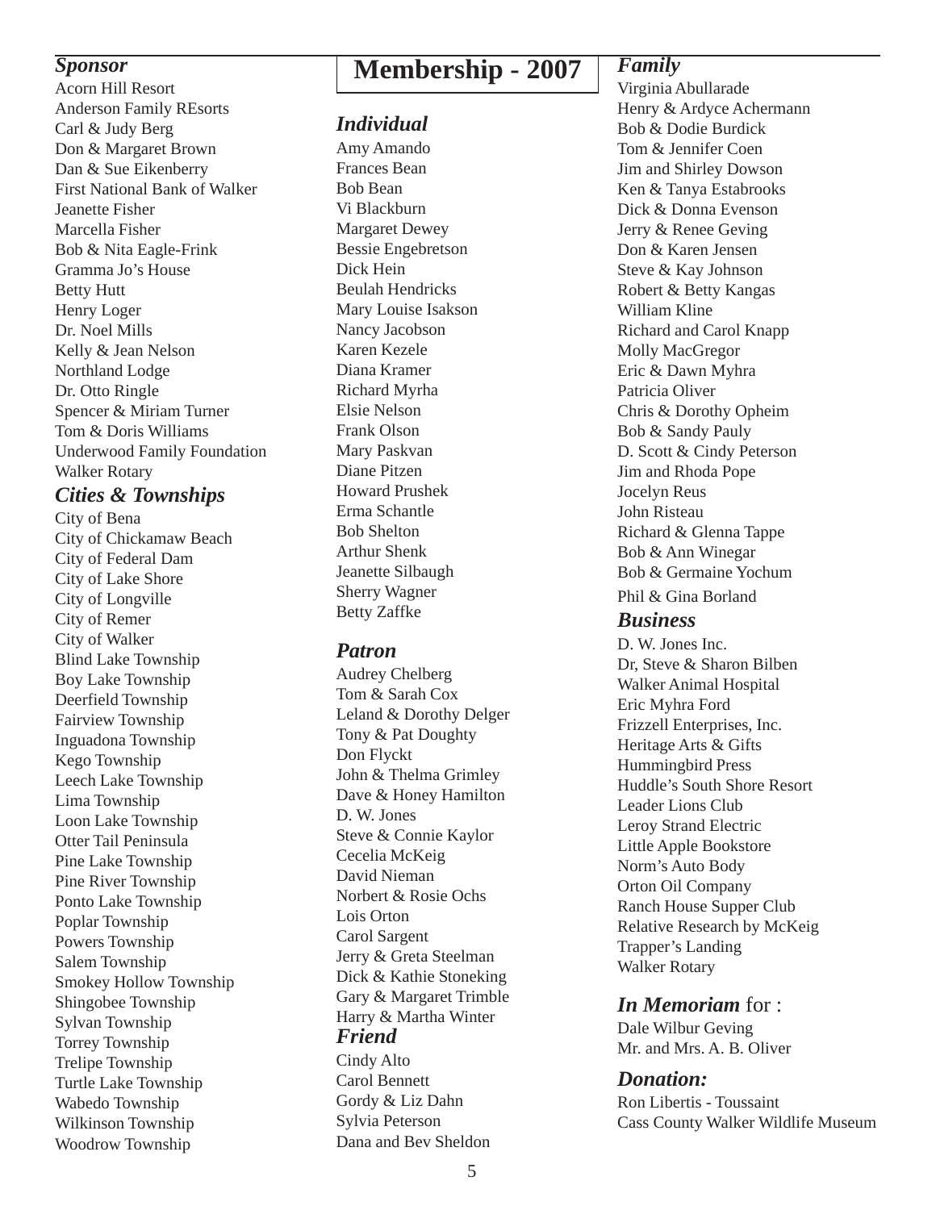# Membership - 2007

## *Sponsor*

Acorn Hill Resort
Anderson Family REsorts
Carl & Judy Berg
Don & Margaret Brown
Dan & Sue Eikenberry
First National Bank of Walker
Jeanette Fisher
Marcella Fisher
Bob & Nita Eagle-Frink
Gramma Jo's House
Betty Hutt
Henry Loger
Dr. Noel Mills
Kelly & Jean Nelson
Northland Lodge
Dr. Otto Ringle
Spencer & Miriam Turner
Tom & Doris Williams
Underwood Family Foundation
Walker Rotary

## *Cities & Townships*

City of Bena
City of Chickamaw Beach
City of Federal Dam
City of Lake Shore
City of Longville
City of Remer
City of Walker
Blind Lake Township
Boy Lake Township
Deerfield Township
Fairview Township
Inguadona Township
Kego Township
Leech Lake Township
Lima Township
Loon Lake Township
Otter Tail Peninsula
Pine Lake Township
Pine River Township
Ponto Lake Township
Poplar Township
Powers Township
Salem Township
Smokey Hollow Township
Shingobee Township
Sylvan Township
Torrey Township
Trelipe Township
Turtle Lake Township
Wabedo Township
Wilkinson Township
Woodrow Township

## *Individual*

Amy Amando
Frances Bean
Bob Bean
Vi Blackburn
Margaret Dewey
Bessie Engebretson
Dick Hein
Beulah Hendricks
Mary Louise Isakson
Nancy Jacobson
Karen Kezele
Diana Kramer
Richard Myrha
Elsie Nelson
Frank Olson
Mary Paskvan
Diane Pitzen
Howard Prushek
Erma Schantle
Bob Shelton
Arthur Shenk
Jeanette Silbaugh
Sherry Wagner
Betty Zaffke

## *Patron*

Audrey Chelberg
Tom & Sarah Cox
Leland & Dorothy Delger
Tony & Pat Doughty
Don Flyckt
John & Thelma Grimley
Dave & Honey Hamilton
D. W. Jones
Steve & Connie Kaylor
Cecelia McKeig
David Nieman
Norbert & Rosie Ochs
Lois Orton
Carol Sargent
Jerry & Greta Steelman
Dick & Kathie Stoneking
Gary & Margaret Trimble
Harry & Martha Winter

## *Friend*

Cindy Alto
Carol Bennett
Gordy & Liz Dahn
Sylvia Peterson
Dana and Bev Sheldon

## *Family*

Virginia Abullarade
Henry & Ardyce Achermann
Bob & Dodie Burdick
Tom & Jennifer Coen
Jim and Shirley Dowson
Ken & Tanya Estabrooks
Dick & Donna Evenson
Jerry & Renee Geving
Don & Karen Jensen
Steve & Kay Johnson
Robert & Betty Kangas
William Kline
Richard and Carol Knapp
Molly MacGregor
Eric & Dawn Myhra
Patricia Oliver
Chris & Dorothy Opheim
Bob & Sandy Pauly
D. Scott & Cindy Peterson
Jim and Rhoda Pope
Jocelyn Reus
John Risteau
Richard & Glenna Tappe
Bob & Ann Winegar
Bob & Germaine Yochum
Phil & Gina Borland

## *Business*

D. W. Jones Inc.
Dr, Steve & Sharon Bilben
Walker Animal Hospital
Eric Myhra Ford
Frizzell Enterprises, Inc.
Heritage Arts & Gifts
Hummingbird Press
Huddle's South Shore Resort
Leader Lions Club
Leroy Strand Electric
Little Apple Bookstore
Norm's Auto Body
Orton Oil Company
Ranch House Supper Club
Relative Research by McKeig
Trapper's Landing
Walker Rotary

## *In Memoriam* for :

Dale Wilbur Geving
Mr. and Mrs. A. B. Oliver

## *Donation:*

Ron Libertis - Toussaint
Cass County Walker Wildlife Museum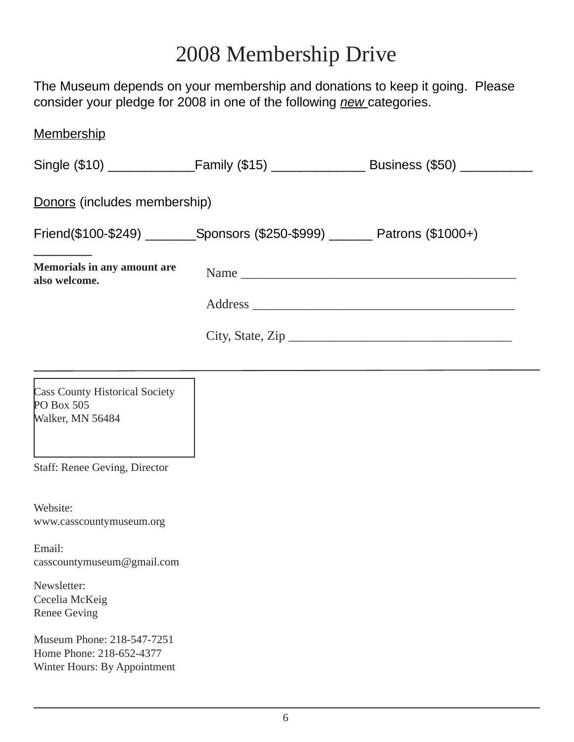# 2008 Membership Drive

The Museum depends on your membership and donations to keep it going. Please consider your pledge for 2008 in one of the following *new* categories.

Membership

Single ($10) ____________Family ($15) _____________ Business ($50) __________

Donors (includes membership)

Friend($100-$249) _______Sponsors ($250-$999) ______ Patrons ($1000+) _________

**Memorials in any amount are also welcome.**

Name ___________________________________________

Address ________________________________________

City, State, Zip __________________________________

Cass County Historical Society
PO Box 505
Walker, MN 56484

Staff: Renee Geving, Director

Website:
www.casscountymuseum.org

Email:
casscountymuseum@gmail.com

Newsletter:
Cecelia McKeig
Renee Geving

Museum Phone: 218-547-7251
Home Phone: 218-652-4377
Winter Hours: By Appointment